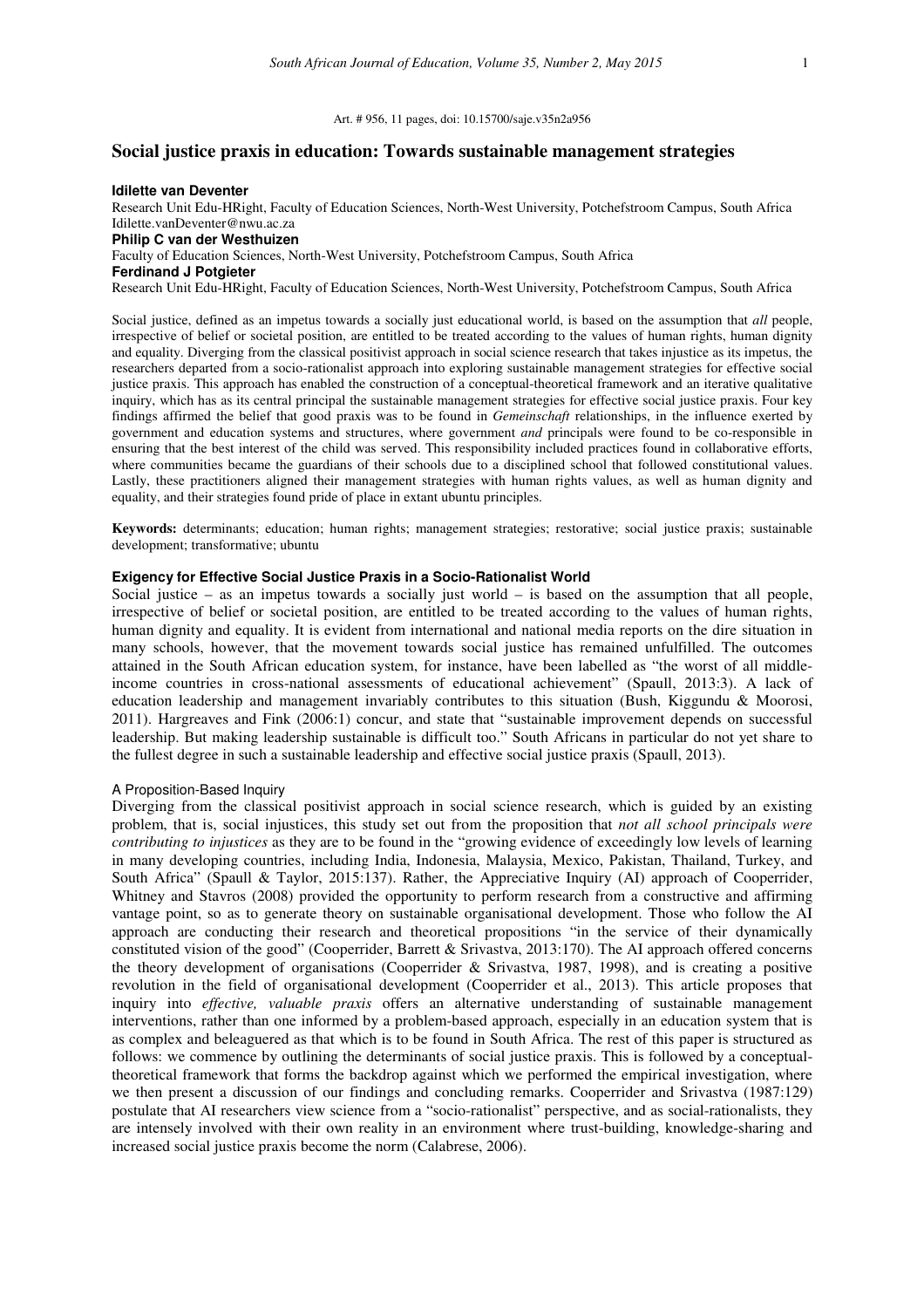Art. # 956, 11 pages, doi: 10.15700/saje.v35n2a956

# Social justice praxis in education: Towards sustainable management strategies

**Idilette van Deventer**
Research Unit Edu-HRight, Faculty of Education Sciences, North-West University, Potchefstroom Campus, South Africa
Idilette.vanDeventer@nwu.ac.za

**Philip C van der Westhuizen**
Faculty of Education Sciences, North-West University, Potchefstroom Campus, South Africa

**Ferdinand J Potgieter**
Research Unit Edu-HRight, Faculty of Education Sciences, North-West University, Potchefstroom Campus, South Africa

Social justice, defined as an impetus towards a socially just educational world, is based on the assumption that *all* people, irrespective of belief or societal position, are entitled to be treated according to the values of human rights, human dignity and equality. Diverging from the classical positivist approach in social science research that takes injustice as its impetus, the researchers departed from a socio-rationalist approach into exploring sustainable management strategies for effective social justice praxis. This approach has enabled the construction of a conceptual-theoretical framework and an iterative qualitative inquiry, which has as its central principal the sustainable management strategies for effective social justice praxis. Four key findings affirmed the belief that good praxis was to be found in *Gemeinschaft* relationships, in the influence exerted by government and education systems and structures, where government *and* principals were found to be co-responsible in ensuring that the best interest of the child was served. This responsibility included practices found in collaborative efforts, where communities became the guardians of their schools due to a disciplined school that followed constitutional values. Lastly, these practitioners aligned their management strategies with human rights values, as well as human dignity and equality, and their strategies found pride of place in extant ubuntu principles.

**Keywords:** determinants; education; human rights; management strategies; restorative; social justice praxis; sustainable development; transformative; ubuntu

## Exigency for Effective Social Justice Praxis in a Socio-Rationalist World

Social justice – as an impetus towards a socially just world – is based on the assumption that all people, irrespective of belief or societal position, are entitled to be treated according to the values of human rights, human dignity and equality. It is evident from international and national media reports on the dire situation in many schools, however, that the movement towards social justice has remained unfulfilled. The outcomes attained in the South African education system, for instance, have been labelled as "the worst of all middle-income countries in cross-national assessments of educational achievement" (Spaull, 2013:3). A lack of education leadership and management invariably contributes to this situation (Bush, Kiggundu & Moorosi, 2011). Hargreaves and Fink (2006:1) concur, and state that "sustainable improvement depends on successful leadership. But making leadership sustainable is difficult too." South Africans in particular do not yet share to the fullest degree in such a sustainable leadership and effective social justice praxis (Spaull, 2013).

### A Proposition-Based Inquiry

Diverging from the classical positivist approach in social science research, which is guided by an existing problem, that is, social injustices, this study set out from the proposition that *not all school principals were contributing to injustices* as they are to be found in the "growing evidence of exceedingly low levels of learning in many developing countries, including India, Indonesia, Malaysia, Mexico, Pakistan, Thailand, Turkey, and South Africa" (Spaull & Taylor, 2015:137). Rather, the Appreciative Inquiry (AI) approach of Cooperrider, Whitney and Stavros (2008) provided the opportunity to perform research from a constructive and affirming vantage point, so as to generate theory on sustainable organisational development. Those who follow the AI approach are conducting their research and theoretical propositions "in the service of their dynamically constituted vision of the good" (Cooperrider, Barrett & Srivastva, 2013:170). The AI approach offered concerns the theory development of organisations (Cooperrider & Srivastva, 1987, 1998), and is creating a positive revolution in the field of organisational development (Cooperrider et al., 2013). This article proposes that inquiry into *effective, valuable praxis* offers an alternative understanding of sustainable management interventions, rather than one informed by a problem-based approach, especially in an education system that is as complex and beleaguered as that which is to be found in South Africa. The rest of this paper is structured as follows: we commence by outlining the determinants of social justice praxis. This is followed by a conceptual-theoretical framework that forms the backdrop against which we performed the empirical investigation, where we then present a discussion of our findings and concluding remarks. Cooperrider and Srivastva (1987:129) postulate that AI researchers view science from a "socio-rationalist" perspective, and as social-rationalists, they are intensely involved with their own reality in an environment where trust-building, knowledge-sharing and increased social justice praxis become the norm (Calabrese, 2006).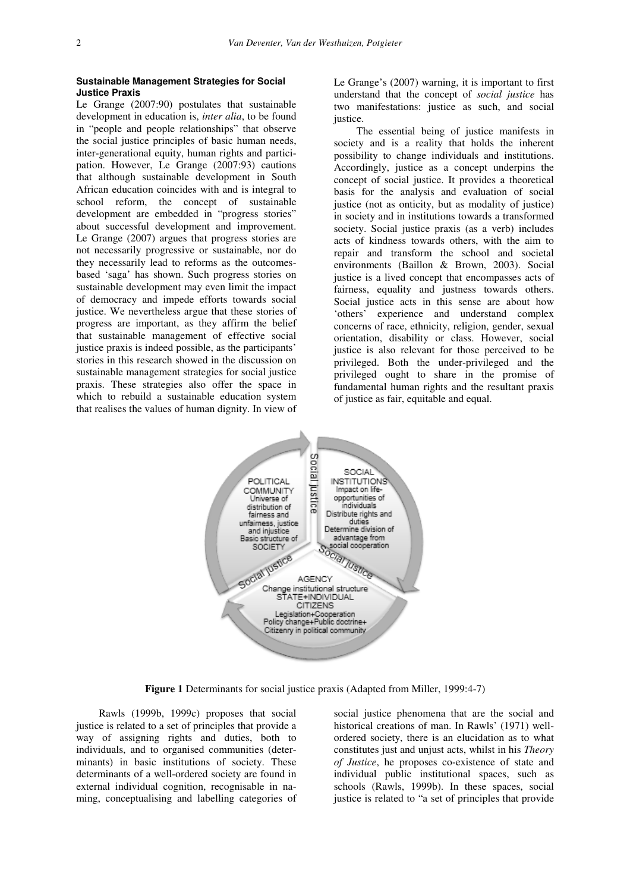### Sustainable Management Strategies for Social Justice Praxis

Le Grange (2007:90) postulates that sustainable development in education is, *inter alia*, to be found in "people and people relationships" that observe the social justice principles of basic human needs, inter-generational equity, human rights and participation. However, Le Grange (2007:93) cautions that although sustainable development in South African education coincides with and is integral to school reform, the concept of sustainable development are embedded in "progress stories" about successful development and improvement. Le Grange (2007) argues that progress stories are not necessarily progressive or sustainable, nor do they necessarily lead to reforms as the outcomes-based 'saga' has shown. Such progress stories on sustainable development may even limit the impact of democracy and impede efforts towards social justice. We nevertheless argue that these stories of progress are important, as they affirm the belief that sustainable management of effective social justice praxis is indeed possible, as the participants' stories in this research showed in the discussion on sustainable management strategies for social justice praxis. These strategies also offer the space in which to rebuild a sustainable education system that realises the values of human dignity. In view of Le Grange's (2007) warning, it is important to first understand that the concept of *social justice* has two manifestations: justice as such, and social justice.

The essential being of justice manifests in society and is a reality that holds the inherent possibility to change individuals and institutions. Accordingly, justice as a concept underpins the concept of social justice. It provides a theoretical basis for the analysis and evaluation of social justice (not as onticity, but as modality of justice) in society and in institutions towards a transformed society. Social justice praxis (as a verb) includes acts of kindness towards others, with the aim to repair and transform the school and societal environments (Baillon & Brown, 2003). Social justice is a lived concept that encompasses acts of fairness, equality and justness towards others. Social justice acts in this sense are about how 'others' experience and understand complex concerns of race, ethnicity, religion, gender, sexual orientation, disability or class. However, social justice is also relevant for those perceived to be privileged. Both the under-privileged and the privileged ought to share in the promise of fundamental human rights and the resultant praxis of justice as fair, equitable and equal.

**Figure 1** Determinants for social justice praxis (Adapted from Miller, 1999:4-7)

Rawls (1999b, 1999c) proposes that social justice is related to a set of principles that provide a way of assigning rights and duties, both to individuals, and to organised communities (determinants) in basic institutions of society. These determinants of a well-ordered society are found in external individual cognition, recognisable in naming, conceptualising and labelling categories of social justice phenomena that are the social and historical creations of man. In Rawls' (1971) well-ordered society, there is an elucidation as to what constitutes just and unjust acts, whilst in his *Theory of Justice*, he proposes co-existence of state and individual public institutional spaces, such as schools (Rawls, 1999b). In these spaces, social justice is related to "a set of principles that provide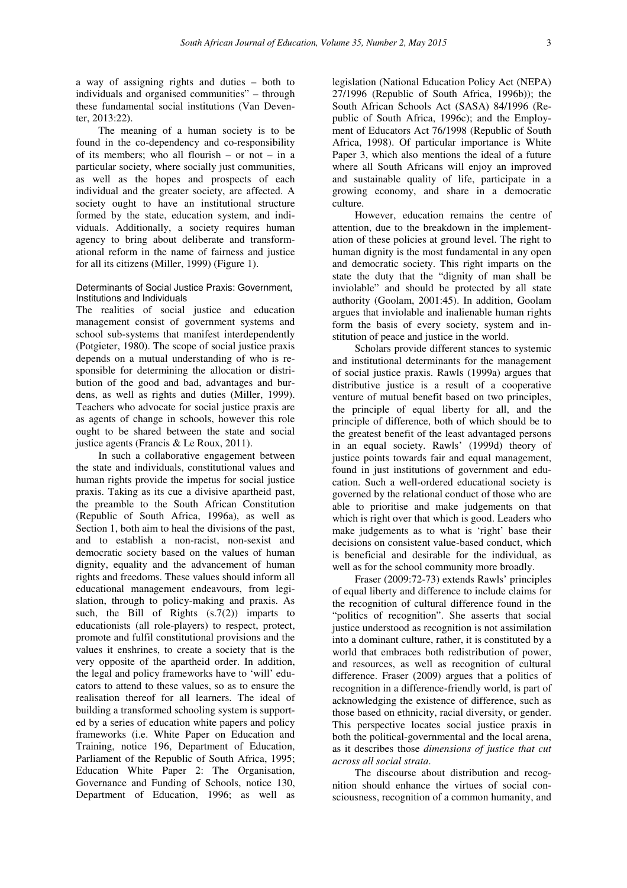a way of assigning rights and duties – both to individuals and organised communities" – through these fundamental social institutions (Van Deventer, 2013:22).

The meaning of a human society is to be found in the co-dependency and co-responsibility of its members; who all flourish – or not – in a particular society, where socially just communities, as well as the hopes and prospects of each individual and the greater society, are affected. A society ought to have an institutional structure formed by the state, education system, and individuals. Additionally, a society requires human agency to bring about deliberate and transformational reform in the name of fairness and justice for all its citizens (Miller, 1999) (Figure 1).

### Determinants of Social Justice Praxis: Government, Institutions and Individuals

The realities of social justice and education management consist of government systems and school sub-systems that manifest interdependently (Potgieter, 1980). The scope of social justice praxis depends on a mutual understanding of who is responsible for determining the allocation or distribution of the good and bad, advantages and burdens, as well as rights and duties (Miller, 1999). Teachers who advocate for social justice praxis are as agents of change in schools, however this role ought to be shared between the state and social justice agents (Francis & Le Roux, 2011).

In such a collaborative engagement between the state and individuals, constitutional values and human rights provide the impetus for social justice praxis. Taking as its cue a divisive apartheid past, the preamble to the South African Constitution (Republic of South Africa, 1996a), as well as Section 1, both aim to heal the divisions of the past, and to establish a non-racist, non-sexist and democratic society based on the values of human dignity, equality and the advancement of human rights and freedoms. These values should inform all educational management endeavours, from legislation, through to policy-making and praxis. As such, the Bill of Rights (s.7(2)) imparts to educationists (all role-players) to respect, protect, promote and fulfil constitutional provisions and the values it enshrines, to create a society that is the very opposite of the apartheid order. In addition, the legal and policy frameworks have to 'will' educators to attend to these values, so as to ensure the realisation thereof for all learners. The ideal of building a transformed schooling system is supported by a series of education white papers and policy frameworks (i.e. White Paper on Education and Training, notice 196, Department of Education, Parliament of the Republic of South Africa, 1995; Education White Paper 2: The Organisation, Governance and Funding of Schools, notice 130, Department of Education, 1996; as well as legislation (National Education Policy Act (NEPA) 27/1996 (Republic of South Africa, 1996b)); the South African Schools Act (SASA) 84/1996 (Republic of South Africa, 1996c); and the Employment of Educators Act 76/1998 (Republic of South Africa, 1998). Of particular importance is White Paper 3, which also mentions the ideal of a future where all South Africans will enjoy an improved and sustainable quality of life, participate in a growing economy, and share in a democratic culture.

However, education remains the centre of attention, due to the breakdown in the implementation of these policies at ground level. The right to human dignity is the most fundamental in any open and democratic society. This right imparts on the state the duty that the "dignity of man shall be inviolable" and should be protected by all state authority (Goolam, 2001:45). In addition, Goolam argues that inviolable and inalienable human rights form the basis of every society, system and institution of peace and justice in the world.

Scholars provide different stances to systemic and institutional determinants for the management of social justice praxis. Rawls (1999a) argues that distributive justice is a result of a cooperative venture of mutual benefit based on two principles, the principle of equal liberty for all, and the principle of difference, both of which should be to the greatest benefit of the least advantaged persons in an equal society. Rawls' (1999d) theory of justice points towards fair and equal management, found in just institutions of government and education. Such a well-ordered educational society is governed by the relational conduct of those who are able to prioritise and make judgements on that which is right over that which is good. Leaders who make judgements as to what is 'right' base their decisions on consistent value-based conduct, which is beneficial and desirable for the individual, as well as for the school community more broadly.

Fraser (2009:72-73) extends Rawls' principles of equal liberty and difference to include claims for the recognition of cultural difference found in the "politics of recognition". She asserts that social justice understood as recognition is not assimilation into a dominant culture, rather, it is constituted by a world that embraces both redistribution of power, and resources, as well as recognition of cultural difference. Fraser (2009) argues that a politics of recognition in a difference-friendly world, is part of acknowledging the existence of difference, such as those based on ethnicity, racial diversity, or gender. This perspective locates social justice praxis in both the political-governmental and the local arena, as it describes those *dimensions of justice that cut across all social strata*.

The discourse about distribution and recognition should enhance the virtues of social consciousness, recognition of a common humanity, and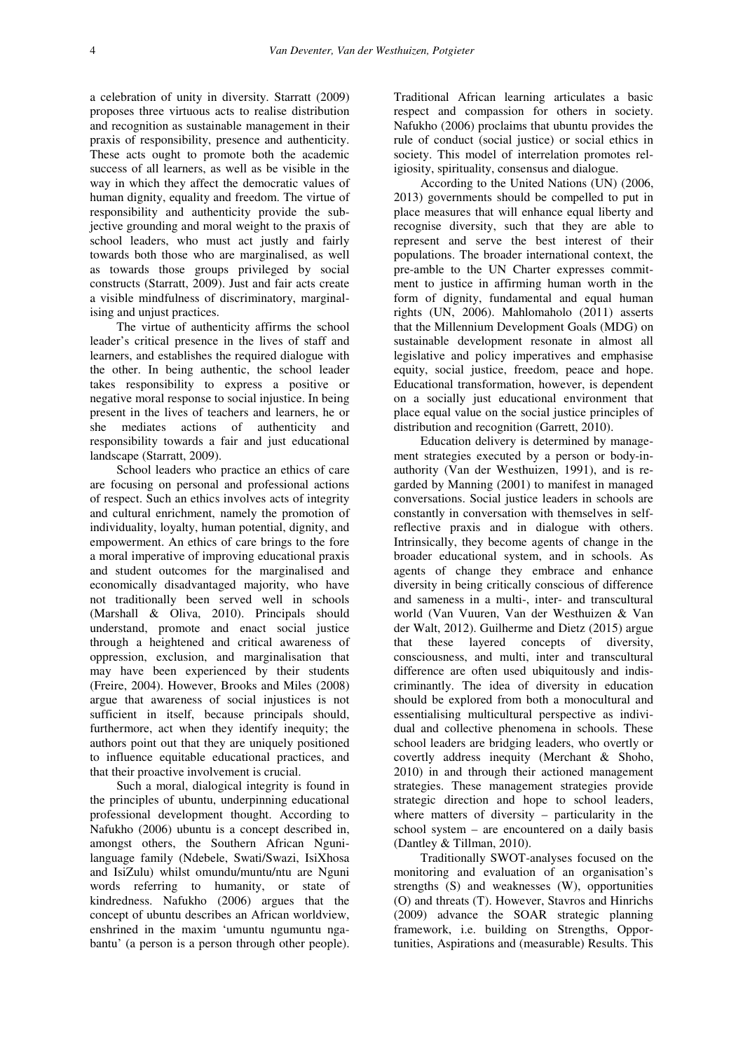a celebration of unity in diversity. Starratt (2009) proposes three virtuous acts to realise distribution and recognition as sustainable management in their praxis of responsibility, presence and authenticity. These acts ought to promote both the academic success of all learners, as well as be visible in the way in which they affect the democratic values of human dignity, equality and freedom. The virtue of responsibility and authenticity provide the subjective grounding and moral weight to the praxis of school leaders, who must act justly and fairly towards both those who are marginalised, as well as towards those groups privileged by social constructs (Starratt, 2009). Just and fair acts create a visible mindfulness of discriminatory, marginalising and unjust practices.

The virtue of authenticity affirms the school leader's critical presence in the lives of staff and learners, and establishes the required dialogue with the other. In being authentic, the school leader takes responsibility to express a positive or negative moral response to social injustice. In being present in the lives of teachers and learners, he or she mediates actions of authenticity and responsibility towards a fair and just educational landscape (Starratt, 2009).

School leaders who practice an ethics of care are focusing on personal and professional actions of respect. Such an ethics involves acts of integrity and cultural enrichment, namely the promotion of individuality, loyalty, human potential, dignity, and empowerment. An ethics of care brings to the fore a moral imperative of improving educational praxis and student outcomes for the marginalised and economically disadvantaged majority, who have not traditionally been served well in schools (Marshall & Oliva, 2010). Principals should understand, promote and enact social justice through a heightened and critical awareness of oppression, exclusion, and marginalisation that may have been experienced by their students (Freire, 2004). However, Brooks and Miles (2008) argue that awareness of social injustices is not sufficient in itself, because principals should, furthermore, act when they identify inequity; the authors point out that they are uniquely positioned to influence equitable educational practices, and that their proactive involvement is crucial.

Such a moral, dialogical integrity is found in the principles of ubuntu, underpinning educational professional development thought. According to Nafukho (2006) ubuntu is a concept described in, amongst others, the Southern African Nguni-language family (Ndebele, Swati/Swazi, IsiXhosa and IsiZulu) whilst omundu/muntu/ntu are Nguni words referring to humanity, or state of kindredness. Nafukho (2006) argues that the concept of ubuntu describes an African worldview, enshrined in the maxim 'umuntu ngumuntu ngabantu' (a person is a person through other people). Traditional African learning articulates a basic respect and compassion for others in society. Nafukho (2006) proclaims that ubuntu provides the rule of conduct (social justice) or social ethics in society. This model of interrelation promotes religiosity, spirituality, consensus and dialogue.

According to the United Nations (UN) (2006, 2013) governments should be compelled to put in place measures that will enhance equal liberty and recognise diversity, such that they are able to represent and serve the best interest of their populations. The broader international context, the pre-amble to the UN Charter expresses commitment to justice in affirming human worth in the form of dignity, fundamental and equal human rights (UN, 2006). Mahlomaholo (2011) asserts that the Millennium Development Goals (MDG) on sustainable development resonate in almost all legislative and policy imperatives and emphasise equity, social justice, freedom, peace and hope. Educational transformation, however, is dependent on a socially just educational environment that place equal value on the social justice principles of distribution and recognition (Garrett, 2010).

Education delivery is determined by management strategies executed by a person or body-in-authority (Van der Westhuizen, 1991), and is regarded by Manning (2001) to manifest in managed conversations. Social justice leaders in schools are constantly in conversation with themselves in self-reflective praxis and in dialogue with others. Intrinsically, they become agents of change in the broader educational system, and in schools. As agents of change they embrace and enhance diversity in being critically conscious of difference and sameness in a multi-, inter- and transcultural world (Van Vuuren, Van der Westhuizen & Van der Walt, 2012). Guilherme and Dietz (2015) argue that these layered concepts of diversity, consciousness, and multi, inter and transcultural difference are often used ubiquitously and indiscriminantly. The idea of diversity in education should be explored from both a monocultural and essentialising multicultural perspective as individual and collective phenomena in schools. These school leaders are bridging leaders, who overtly or covertly address inequity (Merchant & Shoho, 2010) in and through their actioned management strategies. These management strategies provide strategic direction and hope to school leaders, where matters of diversity – particularity in the school system – are encountered on a daily basis (Dantley & Tillman, 2010).

Traditionally SWOT-analyses focused on the monitoring and evaluation of an organisation's strengths (S) and weaknesses (W), opportunities (O) and threats (T). However, Stavros and Hinrichs (2009) advance the SOAR strategic planning framework, i.e. building on Strengths, Opportunities, Aspirations and (measurable) Results. This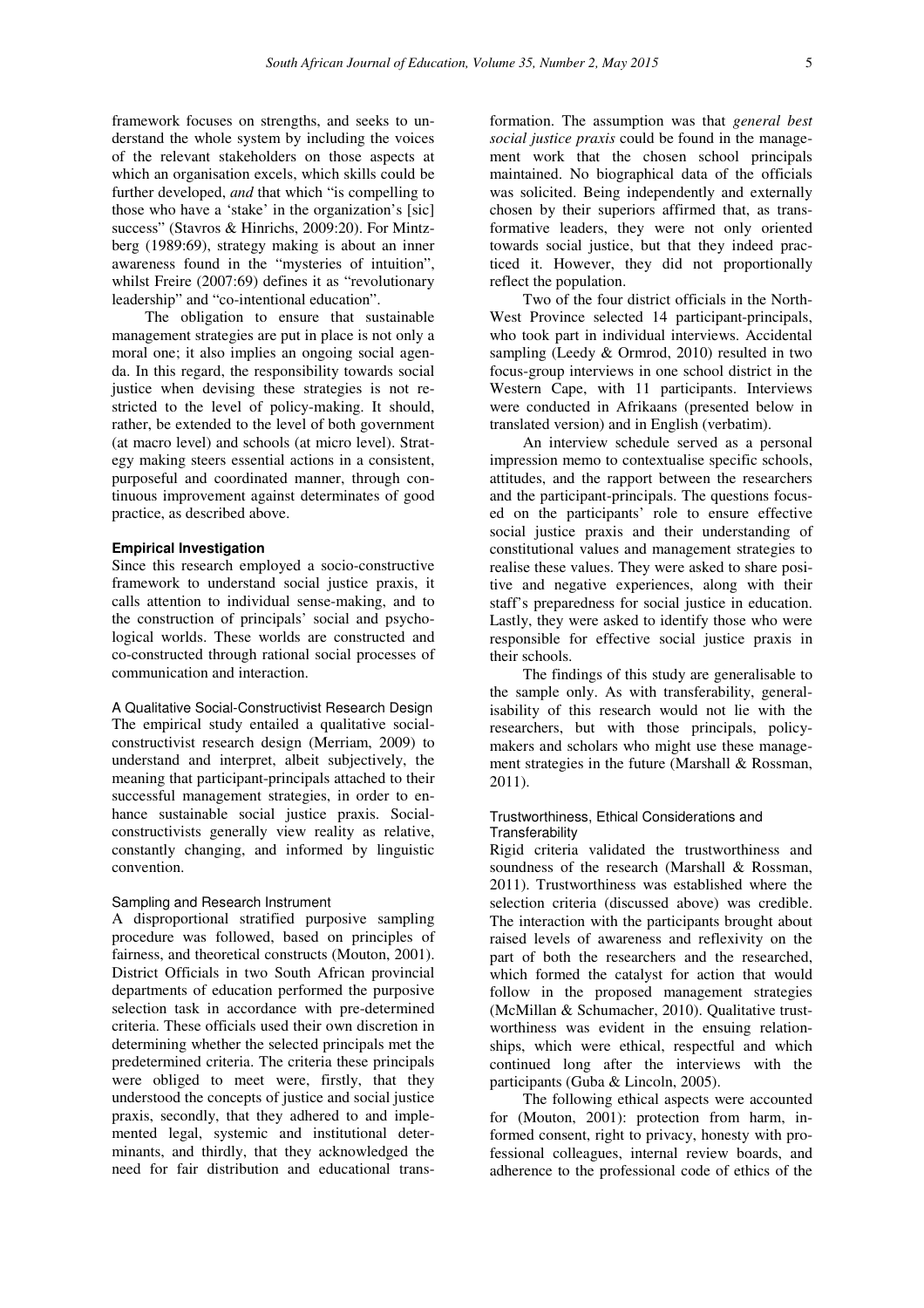framework focuses on strengths, and seeks to understand the whole system by including the voices of the relevant stakeholders on those aspects at which an organisation excels, which skills could be further developed, *and* that which "is compelling to those who have a 'stake' in the organization's [sic] success" (Stavros & Hinrichs, 2009:20). For Mintzberg (1989:69), strategy making is about an inner awareness found in the "mysteries of intuition", whilst Freire (2007:69) defines it as "revolutionary leadership" and "co-intentional education".

The obligation to ensure that sustainable management strategies are put in place is not only a moral one; it also implies an ongoing social agenda. In this regard, the responsibility towards social justice when devising these strategies is not restricted to the level of policy-making. It should, rather, be extended to the level of both government (at macro level) and schools (at micro level). Strategy making steers essential actions in a consistent, purposeful and coordinated manner, through continuous improvement against determinates of good practice, as described above.

## Empirical Investigation

Since this research employed a socio-constructive framework to understand social justice praxis, it calls attention to individual sense-making, and to the construction of principals' social and psychological worlds. These worlds are constructed and co-constructed through rational social processes of communication and interaction.

### A Qualitative Social-Constructivist Research Design

The empirical study entailed a qualitative social-constructivist research design (Merriam, 2009) to understand and interpret, albeit subjectively, the meaning that participant-principals attached to their successful management strategies, in order to enhance sustainable social justice praxis. Social-constructivists generally view reality as relative, constantly changing, and informed by linguistic convention.

### Sampling and Research Instrument

A disproportional stratified purposive sampling procedure was followed, based on principles of fairness, and theoretical constructs (Mouton, 2001). District Officials in two South African provincial departments of education performed the purposive selection task in accordance with pre-determined criteria. These officials used their own discretion in determining whether the selected principals met the predetermined criteria. The criteria these principals were obliged to meet were, firstly, that they understood the concepts of justice and social justice praxis, secondly, that they adhered to and implemented legal, systemic and institutional determinants, and thirdly, that they acknowledged the need for fair distribution and educational transformation. The assumption was that *general best social justice praxis* could be found in the management work that the chosen school principals maintained. No biographical data of the officials was solicited. Being independently and externally chosen by their superiors affirmed that, as transformative leaders, they were not only oriented towards social justice, but that they indeed practiced it. However, they did not proportionally reflect the population.

Two of the four district officials in the North-West Province selected 14 participant-principals, who took part in individual interviews. Accidental sampling (Leedy & Ormrod, 2010) resulted in two focus-group interviews in one school district in the Western Cape, with 11 participants. Interviews were conducted in Afrikaans (presented below in translated version) and in English (verbatim).

An interview schedule served as a personal impression memo to contextualise specific schools, attitudes, and the rapport between the researchers and the participant-principals. The questions focused on the participants' role to ensure effective social justice praxis and their understanding of constitutional values and management strategies to realise these values. They were asked to share positive and negative experiences, along with their staff's preparedness for social justice in education. Lastly, they were asked to identify those who were responsible for effective social justice praxis in their schools.

The findings of this study are generalisable to the sample only. As with transferability, generalisability of this research would not lie with the researchers, but with those principals, policy-makers and scholars who might use these management strategies in the future (Marshall & Rossman, 2011).

### Trustworthiness, Ethical Considerations and Transferability

Rigid criteria validated the trustworthiness and soundness of the research (Marshall & Rossman, 2011). Trustworthiness was established where the selection criteria (discussed above) was credible. The interaction with the participants brought about raised levels of awareness and reflexivity on the part of both the researchers and the researched, which formed the catalyst for action that would follow in the proposed management strategies (McMillan & Schumacher, 2010). Qualitative trustworthiness was evident in the ensuing relationships, which were ethical, respectful and which continued long after the interviews with the participants (Guba & Lincoln, 2005).

The following ethical aspects were accounted for (Mouton, 2001): protection from harm, informed consent, right to privacy, honesty with professional colleagues, internal review boards, and adherence to the professional code of ethics of the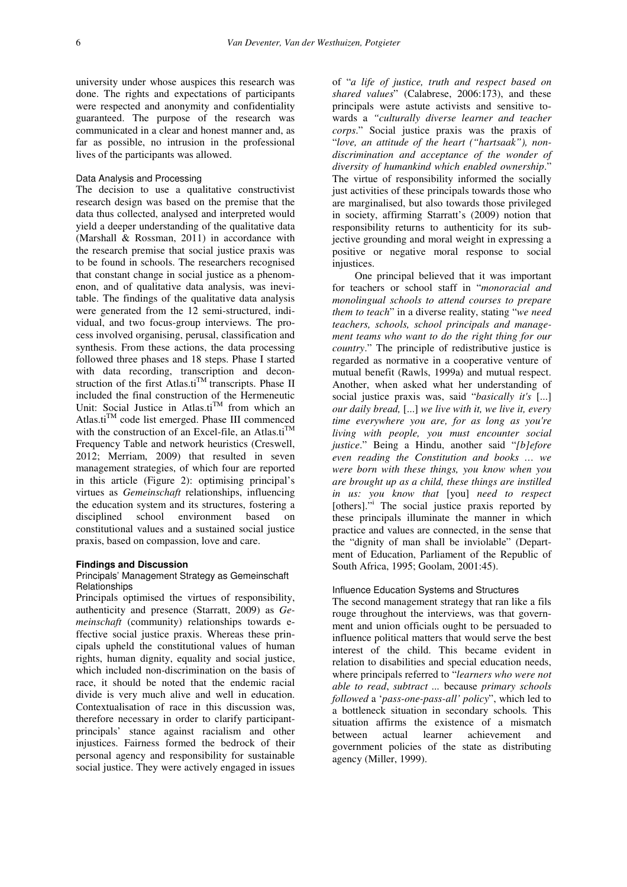university under whose auspices this research was done. The rights and expectations of participants were respected and anonymity and confidentiality guaranteed. The purpose of the research was communicated in a clear and honest manner and, as far as possible, no intrusion in the professional lives of the participants was allowed.

### Data Analysis and Processing

The decision to use a qualitative constructivist research design was based on the premise that the data thus collected, analysed and interpreted would yield a deeper understanding of the qualitative data (Marshall & Rossman, 2011) in accordance with the research premise that social justice praxis was to be found in schools. The researchers recognised that constant change in social justice as a phenomenon, and of qualitative data analysis, was inevitable. The findings of the qualitative data analysis were generated from the 12 semi-structured, individual, and two focus-group interviews. The process involved organising, perusal, classification and synthesis. From these actions, the data processing followed three phases and 18 steps. Phase I started with data recording, transcription and deconstruction of the first Atlas.ti™ transcripts. Phase II included the final construction of the Hermeneutic Unit: Social Justice in Atlas.ti™ from which an Atlas.ti™ code list emerged. Phase III commenced with the construction of an Excel-file, an Atlas.ti™ Frequency Table and network heuristics (Creswell, 2012; Merriam, 2009) that resulted in seven management strategies, of which four are reported in this article (Figure 2): optimising principal's virtues as *Gemeinschaft* relationships, influencing the education system and its structures, fostering a disciplined school environment based on constitutional values and a sustained social justice praxis, based on compassion, love and care.

## Findings and Discussion

### Principals' Management Strategy as Gemeinschaft Relationships

Principals optimised the virtues of responsibility, authenticity and presence (Starratt, 2009) as *Gemeinschaft* (community) relationships towards effective social justice praxis. Whereas these principals upheld the constitutional values of human rights, human dignity, equality and social justice, which included non-discrimination on the basis of race, it should be noted that the endemic racial divide is very much alive and well in education. Contextualisation of race in this discussion was, therefore necessary in order to clarify participant-principals' stance against racialism and other injustices. Fairness formed the bedrock of their personal agency and responsibility for sustainable social justice. They were actively engaged in issues of "*a life of justice, truth and respect based on shared values*" (Calabrese, 2006:173), and these principals were astute activists and sensitive towards a *"culturally diverse learner and teacher corps*." Social justice praxis was the praxis of "*love, an attitude of the heart ("hartsaak"), non-discrimination and acceptance of the wonder of diversity of humankind which enabled ownership*." The virtue of responsibility informed the socially just activities of these principals towards those who are marginalised, but also towards those privileged in society, affirming Starratt's (2009) notion that responsibility returns to authenticity for its subjective grounding and moral weight in expressing a positive or negative moral response to social injustices.

One principal believed that it was important for teachers or school staff in "*monoracial and monolingual schools to attend courses to prepare them to teach*" in a diverse reality, stating "*we need teachers, schools, school principals and management teams who want to do the right thing for our country*." The principle of redistributive justice is regarded as normative in a cooperative venture of mutual benefit (Rawls, 1999a) and mutual respect. Another, when asked what her understanding of social justice praxis was, said "*basically it's* [...] *our daily bread,* [...] *we live with it, we live it, every time everywhere you are, for as long as you're living with people, you must encounter social justice*." Being a Hindu, another said "*[b]efore even reading the Constitution and books … we were born with these things, you know when you are brought up as a child, these things are instilled in us: you know that* [you] *need to respect* [others]."[i] The social justice praxis reported by these principals illuminate the manner in which practice and values are connected, in the sense that the "dignity of man shall be inviolable" (Department of Education, Parliament of the Republic of South Africa, 1995; Goolam, 2001:45).

### Influence Education Systems and Structures

The second management strategy that ran like a fils rouge throughout the interviews, was that government and union officials ought to be persuaded to influence political matters that would serve the best interest of the child. This became evident in relation to disabilities and special education needs, where principals referred to "*learners who were not able to read*, *subtract* ... because *primary schools followed* a '*pass-one-pass-all' policy*", which led to a bottleneck situation in secondary schools. This situation affirms the existence of a mismatch between actual learner achievement and government policies of the state as distributing agency (Miller, 1999).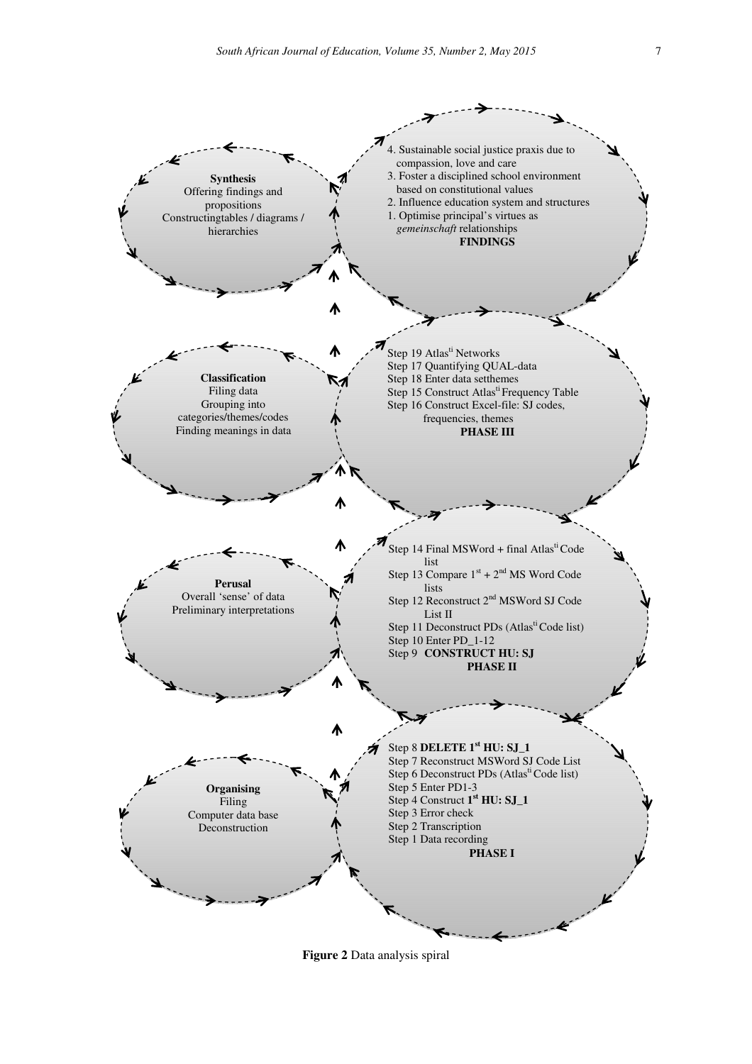**Synthesis**
Offering findings and propositions
Constructingtables / diagrams / hierarchies

4. Sustainable social justice praxis due to compassion, love and care
3. Foster a disciplined school environment based on constitutional values
2. Influence education system and structures
1. Optimise principal's virtues as *gemeinschaft* relationships

**FINDINGS**

**Classification**
Filing data
Grouping into categories/themes/codes
Finding meanings in data

Step 19 Atlas[ti] Networks
Step 17 Quantifying QUAL-data
Step 18 Enter data setthemes
Step 15 Construct Atlas[ti] Frequency Table
Step 16 Construct Excel-file: SJ codes, frequencies, themes

**PHASE III**

**Perusal**
Overall 'sense' of data
Preliminary interpretations

Step 14 Final MSWord + final Atlas[ti] Code list
Step 13 Compare 1[st] + 2[nd] MS Word Code lists
Step 12 Reconstruct 2[nd] MSWord SJ Code List II
Step 11 Deconstruct PDs (Atlas[ti] Code list)
Step 10 Enter PD_1-12
Step 9 **CONSTRUCT HU: SJ**

**PHASE II**

**Organising**
Filing
Computer data base
Deconstruction

Step 8 **DELETE 1[st] HU: SJ_1**
Step 7 Reconstruct MSWord SJ Code List
Step 6 Deconstruct PDs (Atlas[ti] Code list)
Step 5 Enter PD1-3
Step 4 Construct **1[st] HU: SJ_1**
Step 3 Error check
Step 2 Transcription
Step 1 Data recording

**PHASE I**

**Figure 2** Data analysis spiral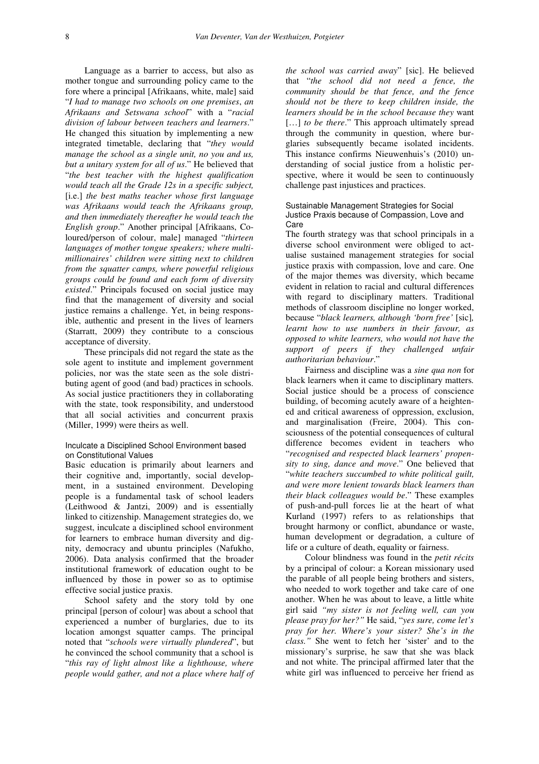Language as a barrier to access, but also as mother tongue and surrounding policy came to the fore where a principal [Afrikaans, white, male] said "*I had to manage two schools on one premises*, *an Afrikaans and Setswana school*" with a "*racial division of labour between teachers and learners*." He changed this situation by implementing a new integrated timetable, declaring that "*they would manage the school as a single unit, no you and us, but a unitary system for all of us*." He believed that "*the best teacher with the highest qualification would teach all the Grade 12s in a specific subject,* [i.e.] *the best maths teacher whose first language was Afrikaans would teach the Afrikaans group, and then immediately thereafter he would teach the English group*." Another principal [Afrikaans, Coloured/person of colour, male] managed "*thirteen languages of mother tongue speakers; where multi-millionaires' children were sitting next to children from the squatter camps, where powerful religious groups could be found and each form of diversity existed*." Principals focused on social justice may find that the management of diversity and social justice remains a challenge. Yet, in being responsible, authentic and present in the lives of learners (Starratt, 2009) they contribute to a conscious acceptance of diversity.

These principals did not regard the state as the sole agent to institute and implement government policies, nor was the state seen as the sole distributing agent of good (and bad) practices in schools. As social justice practitioners they in collaborating with the state, took responsibility, and understood that all social activities and concurrent praxis (Miller, 1999) were theirs as well.

### Inculcate a Disciplined School Environment based on Constitutional Values

Basic education is primarily about learners and their cognitive and, importantly, social development, in a sustained environment. Developing people is a fundamental task of school leaders (Leithwood & Jantzi, 2009) and is essentially linked to citizenship. Management strategies do, we suggest, inculcate a disciplined school environment for learners to embrace human diversity and dignity, democracy and ubuntu principles (Nafukho, 2006). Data analysis confirmed that the broader institutional framework of education ought to be influenced by those in power so as to optimise effective social justice praxis.

School safety and the story told by one principal [person of colour] was about a school that experienced a number of burglaries, due to its location amongst squatter camps. The principal noted that "*schools were virtually plundered*", but he convinced the school community that a school is "*this ray of light almost like a lighthouse, where people would gather, and not a place where half of the school was carried away*" [sic]. He believed that "*the school did not need a fence, the community should be that fence, and the fence should not be there to keep children inside, the learners should be in the school because they* want […] *to be there*." This approach ultimately spread through the community in question, where burglaries subsequently became isolated incidents. This instance confirms Nieuwenhuis's (2010) understanding of social justice from a holistic perspective, where it would be seen to continuously challenge past injustices and practices.

### Sustainable Management Strategies for Social Justice Praxis because of Compassion, Love and Care

The fourth strategy was that school principals in a diverse school environment were obliged to actualise sustained management strategies for social justice praxis with compassion, love and care. One of the major themes was diversity, which became evident in relation to racial and cultural differences with regard to disciplinary matters. Traditional methods of classroom discipline no longer worked, because "*black learners, although 'born free'* [sic]*, learnt how to use numbers in their favour, as opposed to white learners, who would not have the support of peers if they challenged unfair authoritarian behaviour*."

Fairness and discipline was a *sine qua non* for black learners when it came to disciplinary matters*.* Social justice should be a process of conscience building, of becoming acutely aware of a heightened and critical awareness of oppression, exclusion, and marginalisation (Freire, 2004). This consciousness of the potential consequences of cultural difference becomes evident in teachers who "*recognised and respected black learners' propensity to sing, dance and move*." One believed that "*white teachers succumbed to white political guilt, and were more lenient towards black learners than their black colleagues would be*." These examples of push-and-pull forces lie at the heart of what Kurland (1997) refers to as relationships that brought harmony or conflict, abundance or waste, human development or degradation, a culture of life or a culture of death, equality or fairness.

Colour blindness was found in the *petit récits* by a principal of colour: a Korean missionary used the parable of all people being brothers and sisters, who needed to work together and take care of one another. When he was about to leave, a little white girl said *"my sister is not feeling well, can you please pray for her?"* He said, "*yes sure, come let's pray for her. Where's your sister? She's in the class."* She went to fetch her 'sister' and to the missionary's surprise, he saw that she was black and not white. The principal affirmed later that the white girl was influenced to perceive her friend as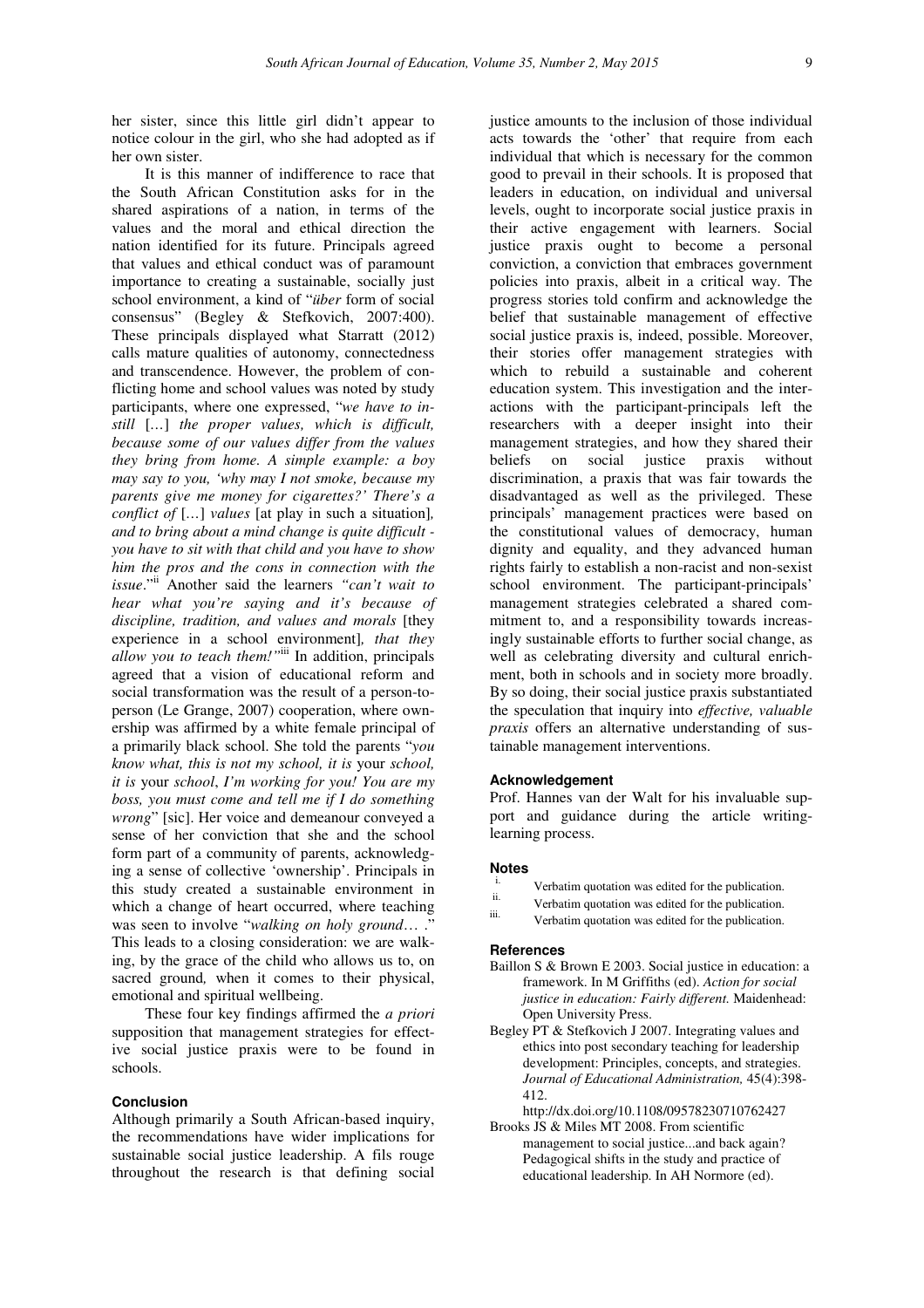her sister, since this little girl didn't appear to notice colour in the girl, who she had adopted as if her own sister.

It is this manner of indifference to race that the South African Constitution asks for in the shared aspirations of a nation, in terms of the values and the moral and ethical direction the nation identified for its future. Principals agreed that values and ethical conduct was of paramount importance to creating a sustainable, socially just school environment, a kind of "*über* form of social consensus" (Begley & Stefkovich, 2007:400). These principals displayed what Starratt (2012) calls mature qualities of autonomy, connectedness and transcendence. However, the problem of conflicting home and school values was noted by study participants, where one expressed, "*we have to instill* [...] *the proper values, which is difficult, because some of our values differ from the values they bring from home. A simple example: a boy may say to you, 'why may I not smoke, because my parents give me money for cigarettes?' There's a conflict of* [...] *values* [at play in such a situation]*, and to bring about a mind change is quite difficult - you have to sit with that child and you have to show him the pros and the cons in connection with the issue*."[ii] Another said the learners *"can't wait to hear what you're saying and it's because of discipline, tradition, and values and morals* [they experience in a school environment]*, that they allow you to teach them!"*[iii] In addition, principals agreed that a vision of educational reform and social transformation was the result of a person-to-person (Le Grange, 2007) cooperation, where ownership was affirmed by a white female principal of a primarily black school. She told the parents "*you know what, this is not my school, it is* your *school, it is* your *school*, *I'm working for you! You are my boss, you must come and tell me if I do something wrong*" [sic]. Her voice and demeanour conveyed a sense of her conviction that she and the school form part of a community of parents, acknowledging a sense of collective 'ownership'. Principals in this study created a sustainable environment in which a change of heart occurred, where teaching was seen to involve "*walking on holy ground*… ." This leads to a closing consideration: we are walking, by the grace of the child who allows us to, on sacred ground*,* when it comes to their physical, emotional and spiritual wellbeing.

These four key findings affirmed the *a priori* supposition that management strategies for effective social justice praxis were to be found in schools.

## Conclusion

Although primarily a South African-based inquiry, the recommendations have wider implications for sustainable social justice leadership. A fils rouge throughout the research is that defining social justice amounts to the inclusion of those individual acts towards the 'other' that require from each individual that which is necessary for the common good to prevail in their schools. It is proposed that leaders in education, on individual and universal levels, ought to incorporate social justice praxis in their active engagement with learners. Social justice praxis ought to become a personal conviction, a conviction that embraces government policies into praxis, albeit in a critical way. The progress stories told confirm and acknowledge the belief that sustainable management of effective social justice praxis is, indeed, possible. Moreover, their stories offer management strategies with which to rebuild a sustainable and coherent education system. This investigation and the interactions with the participant-principals left the researchers with a deeper insight into their management strategies, and how they shared their beliefs on social justice praxis without discrimination, a praxis that was fair towards the disadvantaged as well as the privileged. These principals' management practices were based on the constitutional values of democracy, human dignity and equality, and they advanced human rights fairly to establish a non-racist and non-sexist school environment. The participant-principals' management strategies celebrated a shared commitment to, and a responsibility towards increasingly sustainable efforts to further social change, as well as celebrating diversity and cultural enrichment, both in schools and in society more broadly. By so doing, their social justice praxis substantiated the speculation that inquiry into *effective, valuable praxis* offers an alternative understanding of sustainable management interventions.

## Acknowledgement

Prof. Hannes van der Walt for his invaluable support and guidance during the article writing-learning process.

## Notes

i. Verbatim quotation was edited for the publication.
ii. Verbatim quotation was edited for the publication.
iii. Verbatim quotation was edited for the publication.

## References

Baillon S & Brown E 2003. Social justice in education: a framework. In M Griffiths (ed). *Action for social justice in education: Fairly different.* Maidenhead: Open University Press.

Begley PT & Stefkovich J 2007. Integrating values and ethics into post secondary teaching for leadership development: Principles, concepts, and strategies. *Journal of Educational Administration,* 45(4):398-412. http://dx.doi.org/10.1108/09578230710762427

Brooks JS & Miles MT 2008. From scientific management to social justice...and back again? Pedagogical shifts in the study and practice of educational leadership. In AH Normore (ed).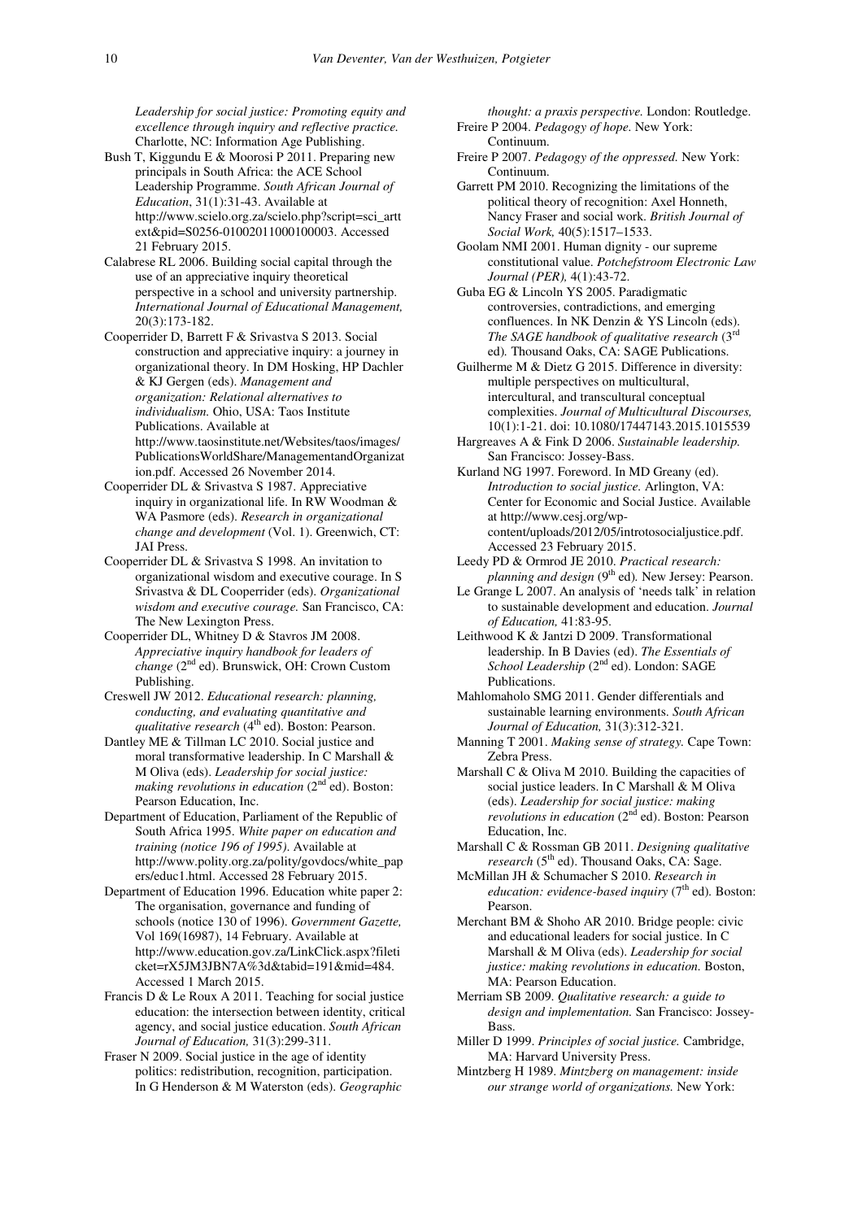*Leadership for social justice: Promoting equity and excellence through inquiry and reflective practice.* Charlotte, NC: Information Age Publishing.

Bush T, Kiggundu E & Moorosi P 2011. Preparing new principals in South Africa: the ACE School Leadership Programme. *South African Journal of Education*, 31(1):31-43. Available at http://www.scielo.org.za/scielo.php?script=sci_arttext&pid=S0256-01002011000100003. Accessed 21 February 2015.

Calabrese RL 2006. Building social capital through the use of an appreciative inquiry theoretical perspective in a school and university partnership. *International Journal of Educational Management,* 20(3):173-182.

Cooperrider D, Barrett F & Srivastva S 2013. Social construction and appreciative inquiry: a journey in organizational theory. In DM Hosking, HP Dachler & KJ Gergen (eds). *Management and organization: Relational alternatives to individualism.* Ohio, USA: Taos Institute Publications. Available at http://www.taosinstitute.net/Websites/taos/images/PublicationsWorldShare/ManagementandOrganization.pdf. Accessed 26 November 2014.

Cooperrider DL & Srivastva S 1987. Appreciative inquiry in organizational life. In RW Woodman & WA Pasmore (eds). *Research in organizational change and development* (Vol. 1). Greenwich, CT: JAI Press.

Cooperrider DL & Srivastva S 1998. An invitation to organizational wisdom and executive courage. In S Srivastva & DL Cooperrider (eds). *Organizational wisdom and executive courage.* San Francisco, CA: The New Lexington Press.

Cooperrider DL, Whitney D & Stavros JM 2008. *Appreciative inquiry handbook for leaders of change* (2nd ed). Brunswick, OH: Crown Custom Publishing.

Creswell JW 2012. *Educational research: planning, conducting, and evaluating quantitative and qualitative research* (4th ed). Boston: Pearson.

Dantley ME & Tillman LC 2010. Social justice and moral transformative leadership. In C Marshall & M Oliva (eds). *Leadership for social justice: making revolutions in education* (2nd ed). Boston: Pearson Education, Inc.

Department of Education, Parliament of the Republic of South Africa 1995. *White paper on education and training (notice 196 of 1995).* Available at http://www.polity.org.za/polity/govdocs/white_papers/educ1.html. Accessed 28 February 2015.

Department of Education 1996. Education white paper 2: The organisation, governance and funding of schools (notice 130 of 1996). *Government Gazette,* Vol 169(16987), 14 February. Available at http://www.education.gov.za/LinkClick.aspx?fileticket=rX5JM3JBN7A%3d&tabid=191&mid=484. Accessed 1 March 2015.

Francis D & Le Roux A 2011. Teaching for social justice education: the intersection between identity, critical agency, and social justice education. *South African Journal of Education,* 31(3):299-311.

Fraser N 2009. Social justice in the age of identity politics: redistribution, recognition, participation. In G Henderson & M Waterston (eds). *Geographic thought: a praxis perspective.* London: Routledge.

Freire P 2004. *Pedagogy of hope.* New York: Continuum.

Freire P 2007. *Pedagogy of the oppressed.* New York: Continuum.

Garrett PM 2010. Recognizing the limitations of the political theory of recognition: Axel Honneth, Nancy Fraser and social work. *British Journal of Social Work,* 40(5):1517–1533.

Goolam NMI 2001. Human dignity - our supreme constitutional value. *Potchefstroom Electronic Law Journal (PER),* 4(1):43-72.

Guba EG & Lincoln YS 2005. Paradigmatic controversies, contradictions, and emerging confluences. In NK Denzin & YS Lincoln (eds). *The SAGE handbook of qualitative research* (3rd ed)*.* Thousand Oaks, CA: SAGE Publications.

Guilherme M & Dietz G 2015. Difference in diversity: multiple perspectives on multicultural, intercultural, and transcultural conceptual complexities. *Journal of Multicultural Discourses,* 10(1):1-21. doi: 10.1080/17447143.2015.1015539

Hargreaves A & Fink D 2006. *Sustainable leadership.* San Francisco: Jossey-Bass.

Kurland NG 1997. Foreword. In MD Greany (ed). *Introduction to social justice.* Arlington, VA: Center for Economic and Social Justice. Available at http://www.cesj.org/wp-content/uploads/2012/05/introtosocialjustice.pdf. Accessed 23 February 2015.

Leedy PD & Ormrod JE 2010. *Practical research: planning and design* (9th ed)*.* New Jersey: Pearson.

Le Grange L 2007. An analysis of 'needs talk' in relation to sustainable development and education. *Journal of Education,* 41:83-95.

Leithwood K & Jantzi D 2009. Transformational leadership. In B Davies (ed). *The Essentials of School Leadership* (2nd ed). London: SAGE Publications.

Mahlomaholo SMG 2011. Gender differentials and sustainable learning environments. *South African Journal of Education,* 31(3):312-321.

Manning T 2001. *Making sense of strategy.* Cape Town: Zebra Press.

Marshall C & Oliva M 2010. Building the capacities of social justice leaders. In C Marshall & M Oliva (eds). *Leadership for social justice: making revolutions in education* (2nd ed). Boston: Pearson Education, Inc.

Marshall C & Rossman GB 2011. *Designing qualitative research* (5th ed). Thousand Oaks, CA: Sage.

McMillan JH & Schumacher S 2010. *Research in education: evidence-based inquiry* (7th ed)*.* Boston: Pearson.

Merchant BM & Shoho AR 2010. Bridge people: civic and educational leaders for social justice. In C Marshall & M Oliva (eds). *Leadership for social justice: making revolutions in education.* Boston, MA: Pearson Education.

Merriam SB 2009. *Qualitative research: a guide to design and implementation.* San Francisco: Jossey-Bass.

Miller D 1999. *Principles of social justice.* Cambridge, MA: Harvard University Press.

Mintzberg H 1989. *Mintzberg on management: inside our strange world of organizations.* New York: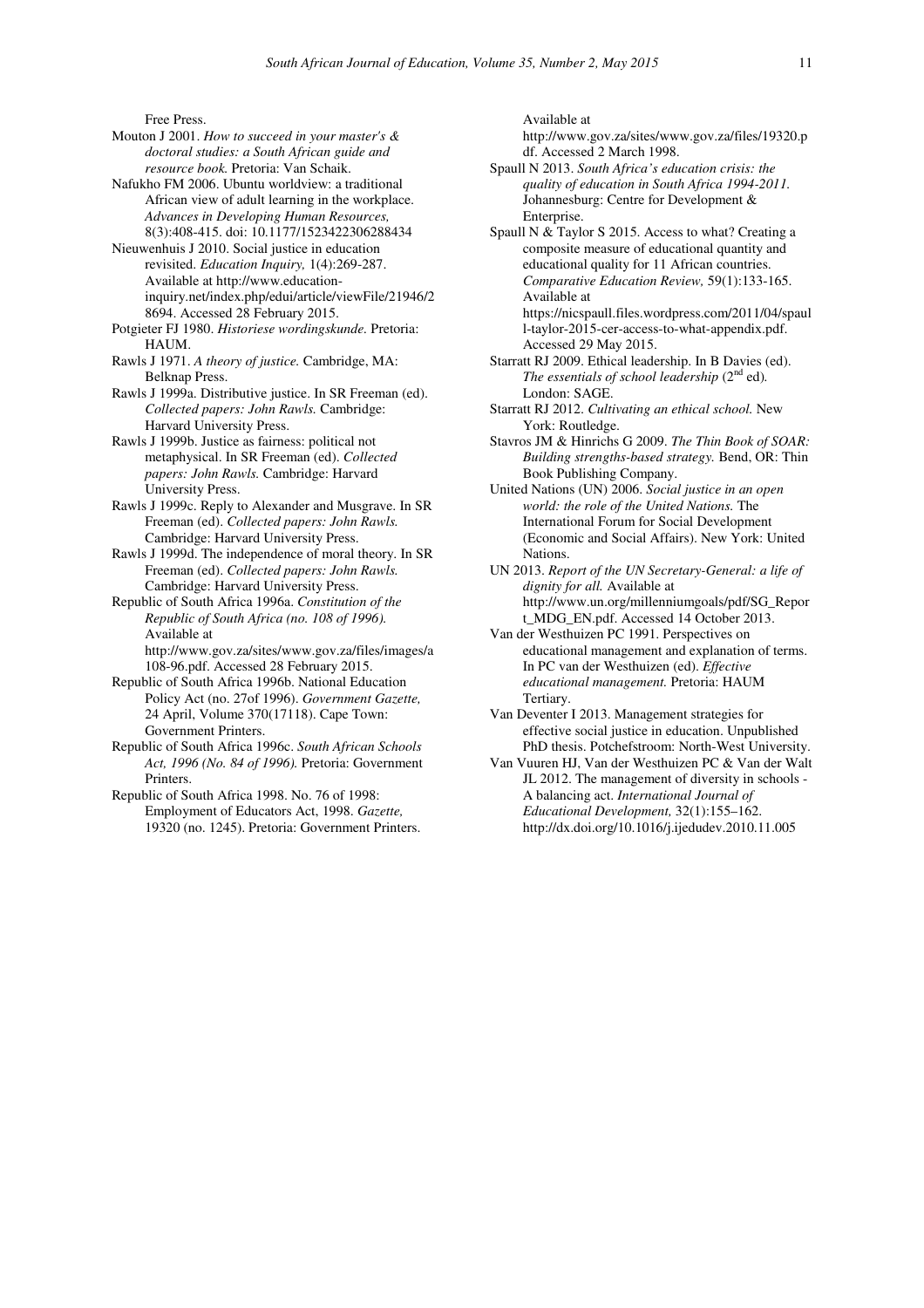Free Press.

Mouton J 2001. *How to succeed in your master's & doctoral studies: a South African guide and resource book.* Pretoria: Van Schaik.

Nafukho FM 2006. Ubuntu worldview: a traditional African view of adult learning in the workplace. *Advances in Developing Human Resources,* 8(3):408-415. doi: 10.1177/1523422306288434

Nieuwenhuis J 2010. Social justice in education revisited. *Education Inquiry,* 1(4):269-287. Available at http://www.education-inquiry.net/index.php/edui/article/viewFile/21946/28694. Accessed 28 February 2015.

Potgieter FJ 1980. *Historiese wordingskunde.* Pretoria: HAUM.

Rawls J 1971. *A theory of justice.* Cambridge, MA: Belknap Press.

Rawls J 1999a. Distributive justice. In SR Freeman (ed). *Collected papers: John Rawls.* Cambridge: Harvard University Press.

Rawls J 1999b. Justice as fairness: political not metaphysical. In SR Freeman (ed). *Collected papers: John Rawls.* Cambridge: Harvard University Press.

Rawls J 1999c. Reply to Alexander and Musgrave. In SR Freeman (ed). *Collected papers: John Rawls.* Cambridge: Harvard University Press.

Rawls J 1999d. The independence of moral theory. In SR Freeman (ed). *Collected papers: John Rawls.* Cambridge: Harvard University Press.

Republic of South Africa 1996a. *Constitution of the Republic of South Africa (no. 108 of 1996).* Available at http://www.gov.za/sites/www.gov.za/files/images/a108-96.pdf. Accessed 28 February 2015.

Republic of South Africa 1996b. National Education Policy Act (no. 27of 1996). *Government Gazette,* 24 April, Volume 370(17118). Cape Town: Government Printers.

Republic of South Africa 1996c. *South African Schools Act, 1996 (No. 84 of 1996).* Pretoria: Government Printers.

Republic of South Africa 1998. No. 76 of 1998: Employment of Educators Act, 1998. *Gazette,* 19320 (no. 1245). Pretoria: Government Printers. Available at http://www.gov.za/sites/www.gov.za/files/19320.pdf. Accessed 2 March 1998.

Spaull N 2013. *South Africa's education crisis: the quality of education in South Africa 1994-2011.* Johannesburg: Centre for Development & Enterprise.

Spaull N & Taylor S 2015. Access to what? Creating a composite measure of educational quantity and educational quality for 11 African countries. *Comparative Education Review,* 59(1):133-165. Available at https://nicspaull.files.wordpress.com/2011/04/spaull-taylor-2015-cer-access-to-what-appendix.pdf. Accessed 29 May 2015.

Starratt RJ 2009. Ethical leadership. In B Davies (ed). *The essentials of school leadership* (2nd ed). London: SAGE.

Starratt RJ 2012. *Cultivating an ethical school.* New York: Routledge.

Stavros JM & Hinrichs G 2009. *The Thin Book of SOAR: Building strengths-based strategy.* Bend, OR: Thin Book Publishing Company.

United Nations (UN) 2006. *Social justice in an open world: the role of the United Nations.* The International Forum for Social Development (Economic and Social Affairs). New York: United Nations.

UN 2013. *Report of the UN Secretary-General: a life of dignity for all.* Available at http://www.un.org/millenniumgoals/pdf/SG_Report_MDG_EN.pdf. Accessed 14 October 2013.

Van der Westhuizen PC 1991. Perspectives on educational management and explanation of terms. In PC van der Westhuizen (ed). *Effective educational management.* Pretoria: HAUM Tertiary.

Van Deventer I 2013. Management strategies for effective social justice in education. Unpublished PhD thesis. Potchefstroom: North-West University.

Van Vuuren HJ, Van der Westhuizen PC & Van der Walt JL 2012. The management of diversity in schools - A balancing act. *International Journal of Educational Development,* 32(1):155–162. http://dx.doi.org/10.1016/j.ijedudev.2010.11.005